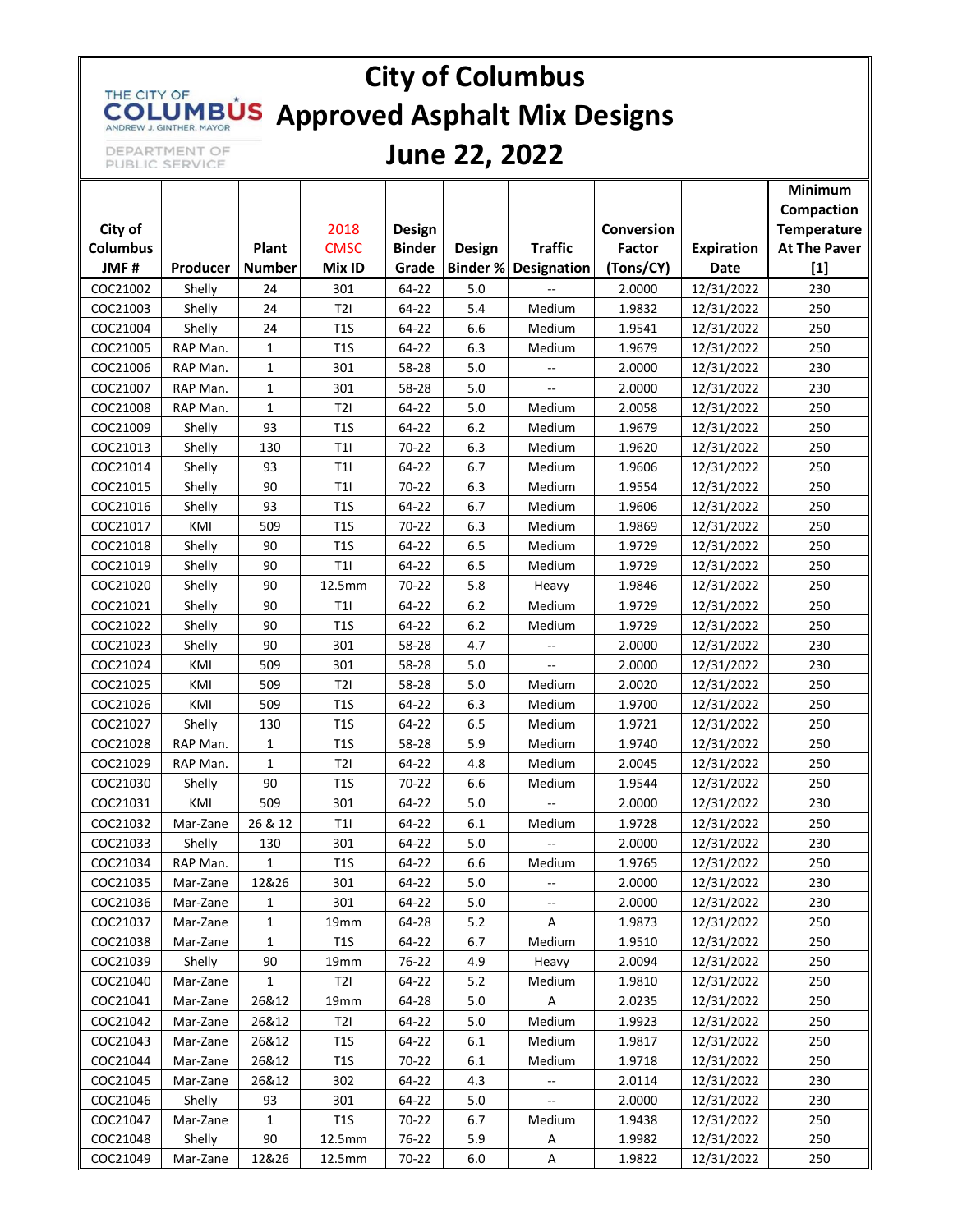# City of Columbus Approved Asphalt Mix Designs

## June 22, 2022

THE CITY OF COLUMBUS
ANDREW J. GINTHER, MAYOR
DEPARTMENT OF PUBLIC SERVICE

| City of Columbus JMF # | Producer | Plant Number | 2018 CMSC Mix ID | Design Binder Grade | Design Binder % | Traffic Designation | Conversion Factor (Tons/CY) | Expiration Date | Minimum Compaction Temperature At The Paver [1] |
|---|---|---|---|---|---|---|---|---|---|
| COC21002 | Shelly | 24 | 301 | 64-22 | 5.0 | -- | 2.0000 | 12/31/2022 | 230 |
| COC21003 | Shelly | 24 | T2I | 64-22 | 5.4 | Medium | 1.9832 | 12/31/2022 | 250 |
| COC21004 | Shelly | 24 | T1S | 64-22 | 6.6 | Medium | 1.9541 | 12/31/2022 | 250 |
| COC21005 | RAP Man. | 1 | T1S | 64-22 | 6.3 | Medium | 1.9679 | 12/31/2022 | 250 |
| COC21006 | RAP Man. | 1 | 301 | 58-28 | 5.0 | -- | 2.0000 | 12/31/2022 | 230 |
| COC21007 | RAP Man. | 1 | 301 | 58-28 | 5.0 | -- | 2.0000 | 12/31/2022 | 230 |
| COC21008 | RAP Man. | 1 | T2I | 64-22 | 5.0 | Medium | 2.0058 | 12/31/2022 | 250 |
| COC21009 | Shelly | 93 | T1S | 64-22 | 6.2 | Medium | 1.9679 | 12/31/2022 | 250 |
| COC21013 | Shelly | 130 | T1I | 70-22 | 6.3 | Medium | 1.9620 | 12/31/2022 | 250 |
| COC21014 | Shelly | 93 | T1I | 64-22 | 6.7 | Medium | 1.9606 | 12/31/2022 | 250 |
| COC21015 | Shelly | 90 | T1I | 70-22 | 6.3 | Medium | 1.9554 | 12/31/2022 | 250 |
| COC21016 | Shelly | 93 | T1S | 64-22 | 6.7 | Medium | 1.9606 | 12/31/2022 | 250 |
| COC21017 | KMI | 509 | T1S | 70-22 | 6.3 | Medium | 1.9869 | 12/31/2022 | 250 |
| COC21018 | Shelly | 90 | T1S | 64-22 | 6.5 | Medium | 1.9729 | 12/31/2022 | 250 |
| COC21019 | Shelly | 90 | T1I | 64-22 | 6.5 | Medium | 1.9729 | 12/31/2022 | 250 |
| COC21020 | Shelly | 90 | 12.5mm | 70-22 | 5.8 | Heavy | 1.9846 | 12/31/2022 | 250 |
| COC21021 | Shelly | 90 | T1I | 64-22 | 6.2 | Medium | 1.9729 | 12/31/2022 | 250 |
| COC21022 | Shelly | 90 | T1S | 64-22 | 6.2 | Medium | 1.9729 | 12/31/2022 | 250 |
| COC21023 | Shelly | 90 | 301 | 58-28 | 4.7 | -- | 2.0000 | 12/31/2022 | 230 |
| COC21024 | KMI | 509 | 301 | 58-28 | 5.0 | -- | 2.0000 | 12/31/2022 | 230 |
| COC21025 | KMI | 509 | T2I | 58-28 | 5.0 | Medium | 2.0020 | 12/31/2022 | 250 |
| COC21026 | KMI | 509 | T1S | 64-22 | 6.3 | Medium | 1.9700 | 12/31/2022 | 250 |
| COC21027 | Shelly | 130 | T1S | 64-22 | 6.5 | Medium | 1.9721 | 12/31/2022 | 250 |
| COC21028 | RAP Man. | 1 | T1S | 58-28 | 5.9 | Medium | 1.9740 | 12/31/2022 | 250 |
| COC21029 | RAP Man. | 1 | T2I | 64-22 | 4.8 | Medium | 2.0045 | 12/31/2022 | 250 |
| COC21030 | Shelly | 90 | T1S | 70-22 | 6.6 | Medium | 1.9544 | 12/31/2022 | 250 |
| COC21031 | KMI | 509 | 301 | 64-22 | 5.0 | -- | 2.0000 | 12/31/2022 | 230 |
| COC21032 | Mar-Zane | 26 & 12 | T1I | 64-22 | 6.1 | Medium | 1.9728 | 12/31/2022 | 250 |
| COC21033 | Shelly | 130 | 301 | 64-22 | 5.0 | -- | 2.0000 | 12/31/2022 | 230 |
| COC21034 | RAP Man. | 1 | T1S | 64-22 | 6.6 | Medium | 1.9765 | 12/31/2022 | 250 |
| COC21035 | Mar-Zane | 12&26 | 301 | 64-22 | 5.0 | -- | 2.0000 | 12/31/2022 | 230 |
| COC21036 | Mar-Zane | 1 | 301 | 64-22 | 5.0 | -- | 2.0000 | 12/31/2022 | 230 |
| COC21037 | Mar-Zane | 1 | 19mm | 64-28 | 5.2 | A | 1.9873 | 12/31/2022 | 250 |
| COC21038 | Mar-Zane | 1 | T1S | 64-22 | 6.7 | Medium | 1.9510 | 12/31/2022 | 250 |
| COC21039 | Shelly | 90 | 19mm | 76-22 | 4.9 | Heavy | 2.0094 | 12/31/2022 | 250 |
| COC21040 | Mar-Zane | 1 | T2I | 64-22 | 5.2 | Medium | 1.9810 | 12/31/2022 | 250 |
| COC21041 | Mar-Zane | 26&12 | 19mm | 64-28 | 5.0 | A | 2.0235 | 12/31/2022 | 250 |
| COC21042 | Mar-Zane | 26&12 | T2I | 64-22 | 5.0 | Medium | 1.9923 | 12/31/2022 | 250 |
| COC21043 | Mar-Zane | 26&12 | T1S | 64-22 | 6.1 | Medium | 1.9817 | 12/31/2022 | 250 |
| COC21044 | Mar-Zane | 26&12 | T1S | 70-22 | 6.1 | Medium | 1.9718 | 12/31/2022 | 250 |
| COC21045 | Mar-Zane | 26&12 | 302 | 64-22 | 4.3 | -- | 2.0114 | 12/31/2022 | 230 |
| COC21046 | Shelly | 93 | 301 | 64-22 | 5.0 | -- | 2.0000 | 12/31/2022 | 230 |
| COC21047 | Mar-Zane | 1 | T1S | 70-22 | 6.7 | Medium | 1.9438 | 12/31/2022 | 250 |
| COC21048 | Shelly | 90 | 12.5mm | 76-22 | 5.9 | A | 1.9982 | 12/31/2022 | 250 |
| COC21049 | Mar-Zane | 12&26 | 12.5mm | 70-22 | 6.0 | A | 1.9822 | 12/31/2022 | 250 |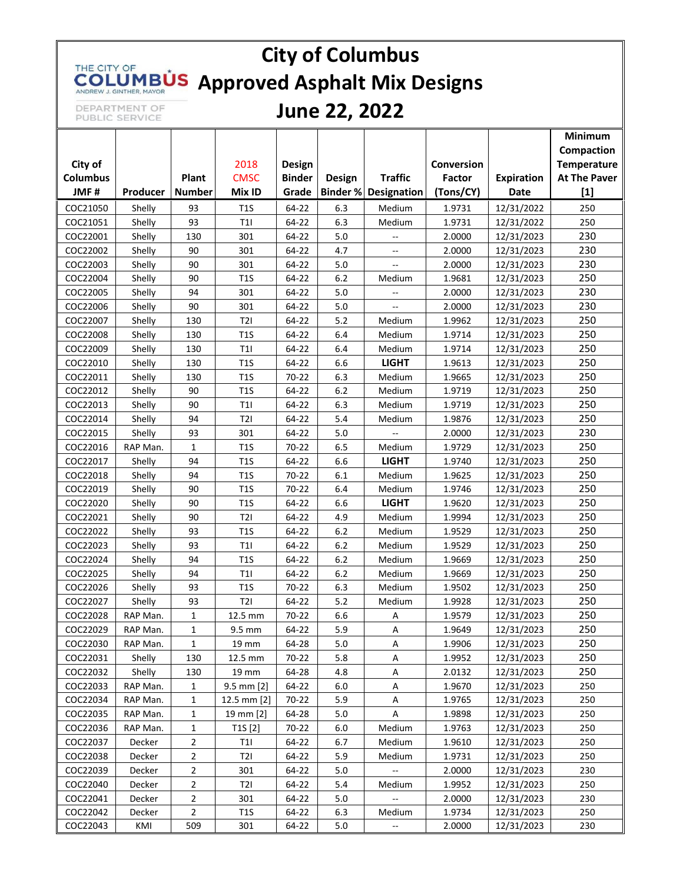# City of Columbus Approved Asphalt Mix Designs

## June 22, 2022

THE CITY OF COLUMBUS
ANDREW J. GINTHER, MAYOR
DEPARTMENT OF PUBLIC SERVICE

| City of Columbus JMF # | Producer | Plant Number | 2018 CMSC Mix ID | Design Binder Grade | Design Binder % | Traffic Designation | Conversion Factor (Tons/CY) | Expiration Date | Minimum Compaction Temperature At The Paver [1] |
|---|---|---|---|---|---|---|---|---|---|
| COC21050 | Shelly | 93 | T1S | 64-22 | 6.3 | Medium | 1.9731 | 12/31/2022 | 250 |
| COC21051 | Shelly | 93 | T1I | 64-22 | 6.3 | Medium | 1.9731 | 12/31/2022 | 250 |
| COC22001 | Shelly | 130 | 301 | 64-22 | 5.0 | -- | 2.0000 | 12/31/2023 | 230 |
| COC22002 | Shelly | 90 | 301 | 64-22 | 4.7 | -- | 2.0000 | 12/31/2023 | 230 |
| COC22003 | Shelly | 90 | 301 | 64-22 | 5.0 | -- | 2.0000 | 12/31/2023 | 230 |
| COC22004 | Shelly | 90 | T1S | 64-22 | 6.2 | Medium | 1.9681 | 12/31/2023 | 250 |
| COC22005 | Shelly | 94 | 301 | 64-22 | 5.0 | -- | 2.0000 | 12/31/2023 | 230 |
| COC22006 | Shelly | 90 | 301 | 64-22 | 5.0 | -- | 2.0000 | 12/31/2023 | 230 |
| COC22007 | Shelly | 130 | T2I | 64-22 | 5.2 | Medium | 1.9962 | 12/31/2023 | 250 |
| COC22008 | Shelly | 130 | T1S | 64-22 | 6.4 | Medium | 1.9714 | 12/31/2023 | 250 |
| COC22009 | Shelly | 130 | T1I | 64-22 | 6.4 | Medium | 1.9714 | 12/31/2023 | 250 |
| COC22010 | Shelly | 130 | T1S | 64-22 | 6.6 | **LIGHT** | 1.9613 | 12/31/2023 | 250 |
| COC22011 | Shelly | 130 | T1S | 70-22 | 6.3 | Medium | 1.9665 | 12/31/2023 | 250 |
| COC22012 | Shelly | 90 | T1S | 64-22 | 6.2 | Medium | 1.9719 | 12/31/2023 | 250 |
| COC22013 | Shelly | 90 | T1I | 64-22 | 6.3 | Medium | 1.9719 | 12/31/2023 | 250 |
| COC22014 | Shelly | 94 | T2I | 64-22 | 5.4 | Medium | 1.9876 | 12/31/2023 | 250 |
| COC22015 | Shelly | 93 | 301 | 64-22 | 5.0 | -- | 2.0000 | 12/31/2023 | 230 |
| COC22016 | RAP Man. | 1 | T1S | 70-22 | 6.5 | Medium | 1.9729 | 12/31/2023 | 250 |
| COC22017 | Shelly | 94 | T1S | 64-22 | 6.6 | **LIGHT** | 1.9740 | 12/31/2023 | 250 |
| COC22018 | Shelly | 94 | T1S | 70-22 | 6.1 | Medium | 1.9625 | 12/31/2023 | 250 |
| COC22019 | Shelly | 90 | T1S | 70-22 | 6.4 | Medium | 1.9746 | 12/31/2023 | 250 |
| COC22020 | Shelly | 90 | T1S | 64-22 | 6.6 | **LIGHT** | 1.9620 | 12/31/2023 | 250 |
| COC22021 | Shelly | 90 | T2I | 64-22 | 4.9 | Medium | 1.9994 | 12/31/2023 | 250 |
| COC22022 | Shelly | 93 | T1S | 64-22 | 6.2 | Medium | 1.9529 | 12/31/2023 | 250 |
| COC22023 | Shelly | 93 | T1I | 64-22 | 6.2 | Medium | 1.9529 | 12/31/2023 | 250 |
| COC22024 | Shelly | 94 | T1S | 64-22 | 6.2 | Medium | 1.9669 | 12/31/2023 | 250 |
| COC22025 | Shelly | 94 | T1I | 64-22 | 6.2 | Medium | 1.9669 | 12/31/2023 | 250 |
| COC22026 | Shelly | 93 | T1S | 70-22 | 6.3 | Medium | 1.9502 | 12/31/2023 | 250 |
| COC22027 | Shelly | 93 | T2I | 64-22 | 5.2 | Medium | 1.9928 | 12/31/2023 | 250 |
| COC22028 | RAP Man. | 1 | 12.5 mm | 70-22 | 6.6 | A | 1.9579 | 12/31/2023 | 250 |
| COC22029 | RAP Man. | 1 | 9.5 mm | 64-22 | 5.9 | A | 1.9649 | 12/31/2023 | 250 |
| COC22030 | RAP Man. | 1 | 19 mm | 64-28 | 5.0 | A | 1.9906 | 12/31/2023 | 250 |
| COC22031 | Shelly | 130 | 12.5 mm | 70-22 | 5.8 | A | 1.9952 | 12/31/2023 | 250 |
| COC22032 | Shelly | 130 | 19 mm | 64-28 | 4.8 | A | 2.0132 | 12/31/2023 | 250 |
| COC22033 | RAP Man. | 1 | 9.5 mm [2] | 64-22 | 6.0 | A | 1.9670 | 12/31/2023 | 250 |
| COC22034 | RAP Man. | 1 | 12.5 mm [2] | 70-22 | 5.9 | A | 1.9765 | 12/31/2023 | 250 |
| COC22035 | RAP Man. | 1 | 19 mm [2] | 64-28 | 5.0 | A | 1.9898 | 12/31/2023 | 250 |
| COC22036 | RAP Man. | 1 | T1S [2] | 70-22 | 6.0 | Medium | 1.9763 | 12/31/2023 | 250 |
| COC22037 | Decker | 2 | T1I | 64-22 | 6.7 | Medium | 1.9610 | 12/31/2023 | 250 |
| COC22038 | Decker | 2 | T2I | 64-22 | 5.9 | Medium | 1.9731 | 12/31/2023 | 250 |
| COC22039 | Decker | 2 | 301 | 64-22 | 5.0 | -- | 2.0000 | 12/31/2023 | 230 |
| COC22040 | Decker | 2 | T2I | 64-22 | 5.4 | Medium | 1.9952 | 12/31/2023 | 250 |
| COC22041 | Decker | 2 | 301 | 64-22 | 5.0 | -- | 2.0000 | 12/31/2023 | 230 |
| COC22042 | Decker | 2 | T1S | 64-22 | 6.3 | Medium | 1.9734 | 12/31/2023 | 250 |
| COC22043 | KMI | 509 | 301 | 64-22 | 5.0 | -- | 2.0000 | 12/31/2023 | 230 |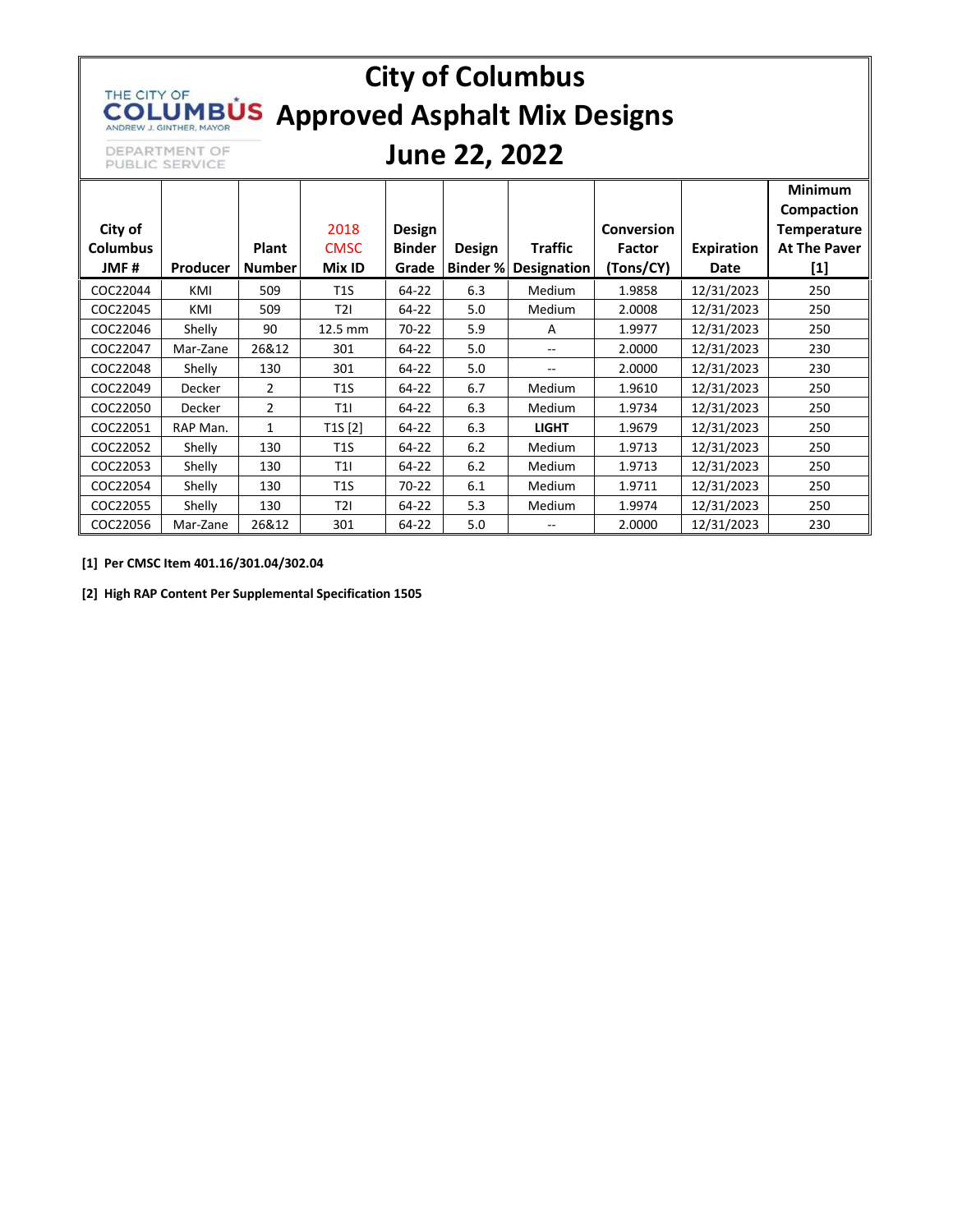# City of Columbus Approved Asphalt Mix Designs

THE CITY OF COLUMBUS
ANDREW J. GINTHER, MAYOR
DEPARTMENT OF PUBLIC SERVICE

## June 22, 2022

| City of Columbus JMF # | Producer | Plant Number | 2018 CMSC Mix ID | Design Binder Grade | Design Binder % | Traffic Designation | Conversion Factor (Tons/CY) | Expiration Date | Minimum Compaction Temperature At The Paver [1] |
|---|---|---|---|---|---|---|---|---|---|
| COC22044 | KMI | 509 | T1S | 64-22 | 6.3 | Medium | 1.9858 | 12/31/2023 | 250 |
| COC22045 | KMI | 509 | T2I | 64-22 | 5.0 | Medium | 2.0008 | 12/31/2023 | 250 |
| COC22046 | Shelly | 90 | 12.5 mm | 70-22 | 5.9 | A | 1.9977 | 12/31/2023 | 250 |
| COC22047 | Mar-Zane | 26&12 | 301 | 64-22 | 5.0 | -- | 2.0000 | 12/31/2023 | 230 |
| COC22048 | Shelly | 130 | 301 | 64-22 | 5.0 | -- | 2.0000 | 12/31/2023 | 230 |
| COC22049 | Decker | 2 | T1S | 64-22 | 6.7 | Medium | 1.9610 | 12/31/2023 | 250 |
| COC22050 | Decker | 2 | T1I | 64-22 | 6.3 | Medium | 1.9734 | 12/31/2023 | 250 |
| COC22051 | RAP Man. | 1 | T1S [2] | 64-22 | 6.3 | **LIGHT** | 1.9679 | 12/31/2023 | 250 |
| COC22052 | Shelly | 130 | T1S | 64-22 | 6.2 | Medium | 1.9713 | 12/31/2023 | 250 |
| COC22053 | Shelly | 130 | T1I | 64-22 | 6.2 | Medium | 1.9713 | 12/31/2023 | 250 |
| COC22054 | Shelly | 130 | T1S | 70-22 | 6.1 | Medium | 1.9711 | 12/31/2023 | 250 |
| COC22055 | Shelly | 130 | T2I | 64-22 | 5.3 | Medium | 1.9974 | 12/31/2023 | 250 |
| COC22056 | Mar-Zane | 26&12 | 301 | 64-22 | 5.0 | -- | 2.0000 | 12/31/2023 | 230 |

**[1] Per CMSC Item 401.16/301.04/302.04**

**[2] High RAP Content Per Supplemental Specification 1505**